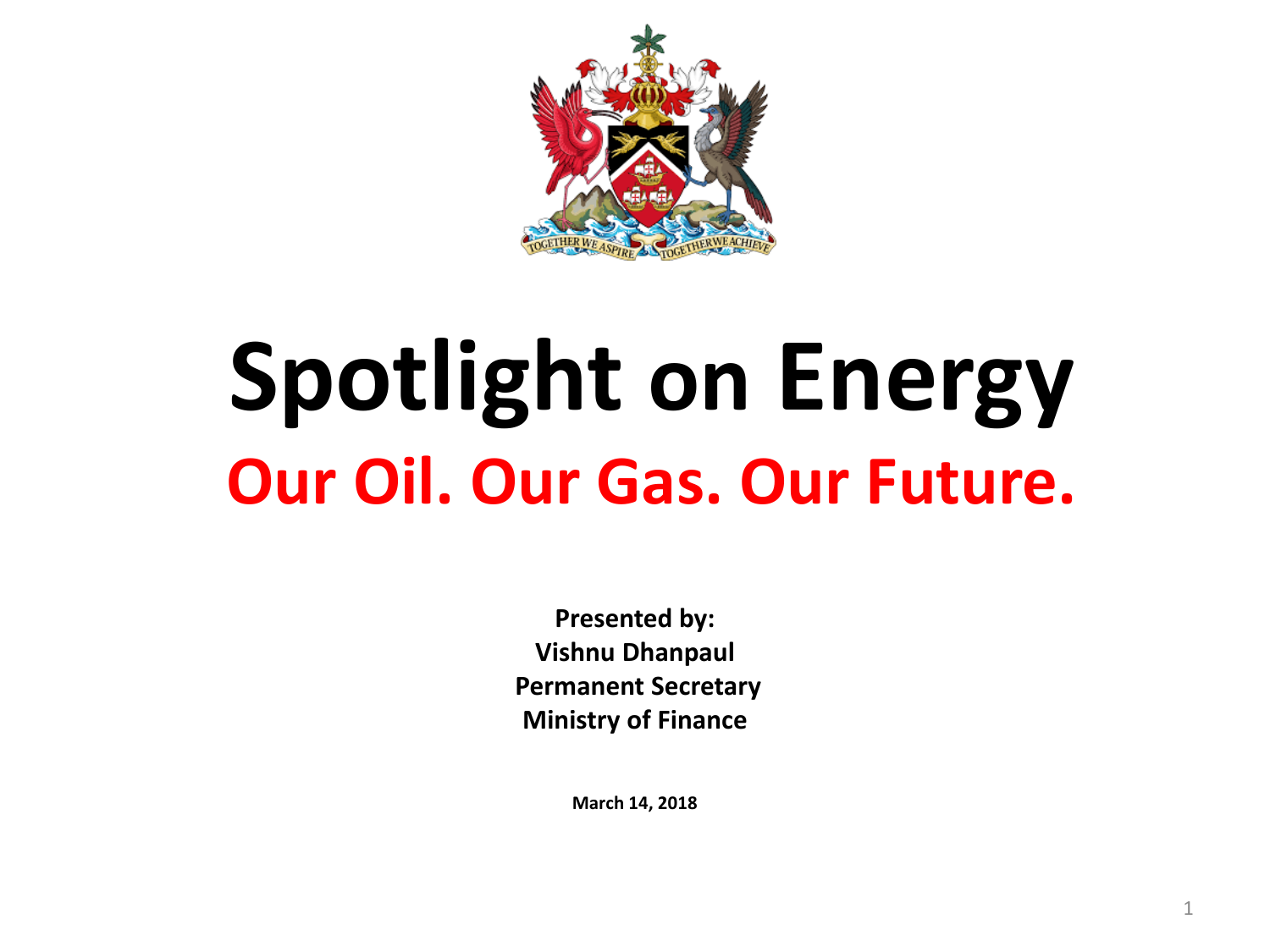# Spotlight on Energy

## Our Oil. Our Gas. Our Future.

**Presented by:**
**Vishnu Dhanpaul**
**Permanent Secretary**
**Ministry of Finance**

**March 14, 2018**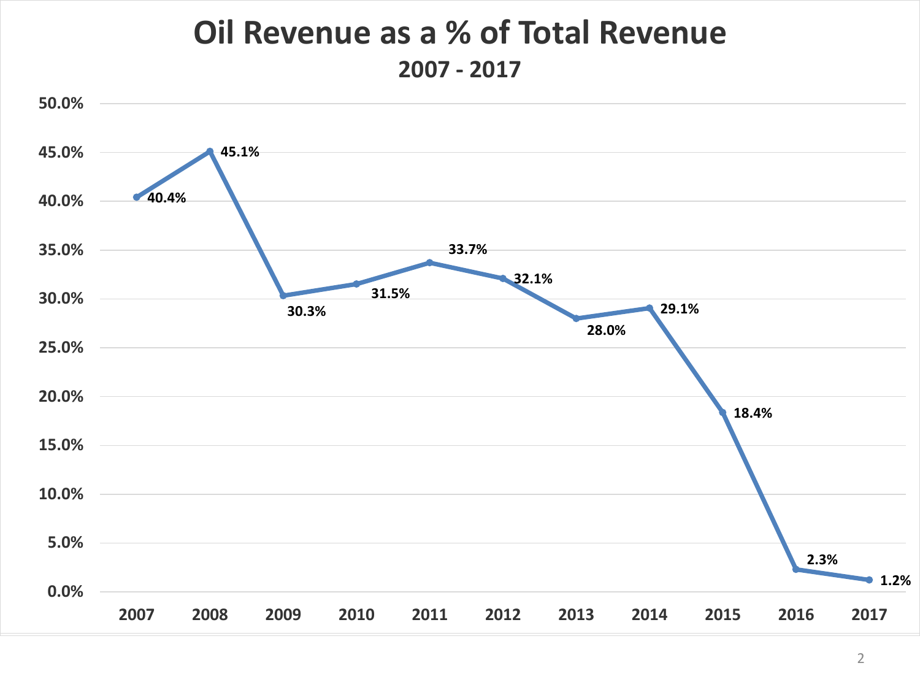# Oil Revenue as a % of Total Revenue

## 2007 - 2017

50.0%
45.0%
40.0%
35.0%
30.0%
25.0%
20.0%
15.0%
10.0%
5.0%
0.0%

40.4%
45.1%
30.3%
31.5%
33.7%
32.1%
28.0%
29.1%
18.4%
2.3%
1.2%

2007 2008 2009 2010 2011 2012 2013 2014 2015 2016 2017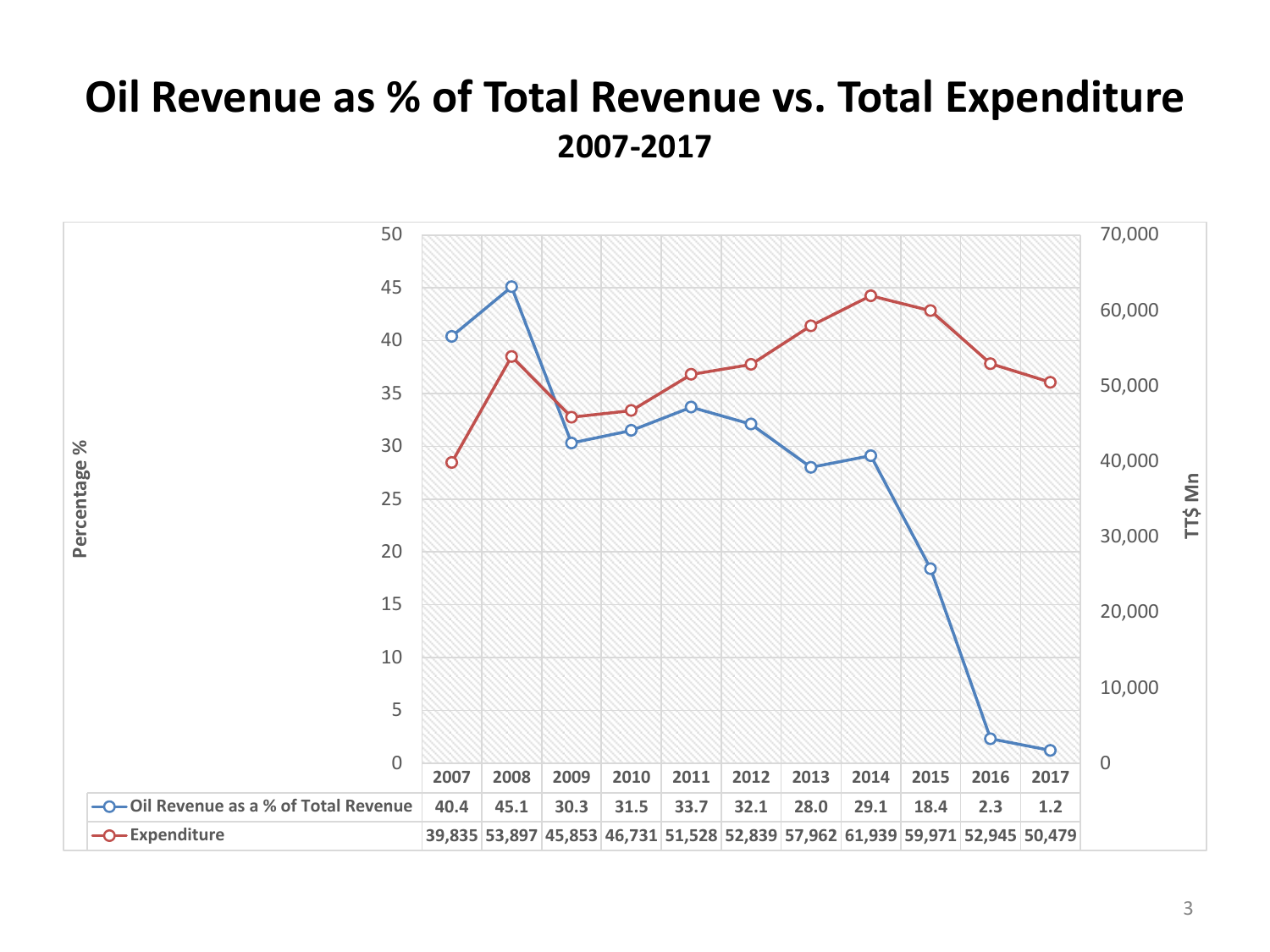# Oil Revenue as % of Total Revenue vs. Total Expenditure

## 2007-2017

Percentage %

50
45
40
35
30
25
20
15
10
5
0

TT$ Mn

70,000
60,000
50,000
40,000
30,000
20,000
10,000
0

2007 2008 2009 2010 2011 2012 2013 2014 2015 2016 2017

Oil Revenue as a % of Total Revenue 40.4 45.1 30.3 31.5 33.7 32.1 28.0 29.1 18.4 2.3 1.2

Expenditure 39,835 53,897 45,853 46,731 51,528 52,839 57,962 61,939 59,971 52,945 50,479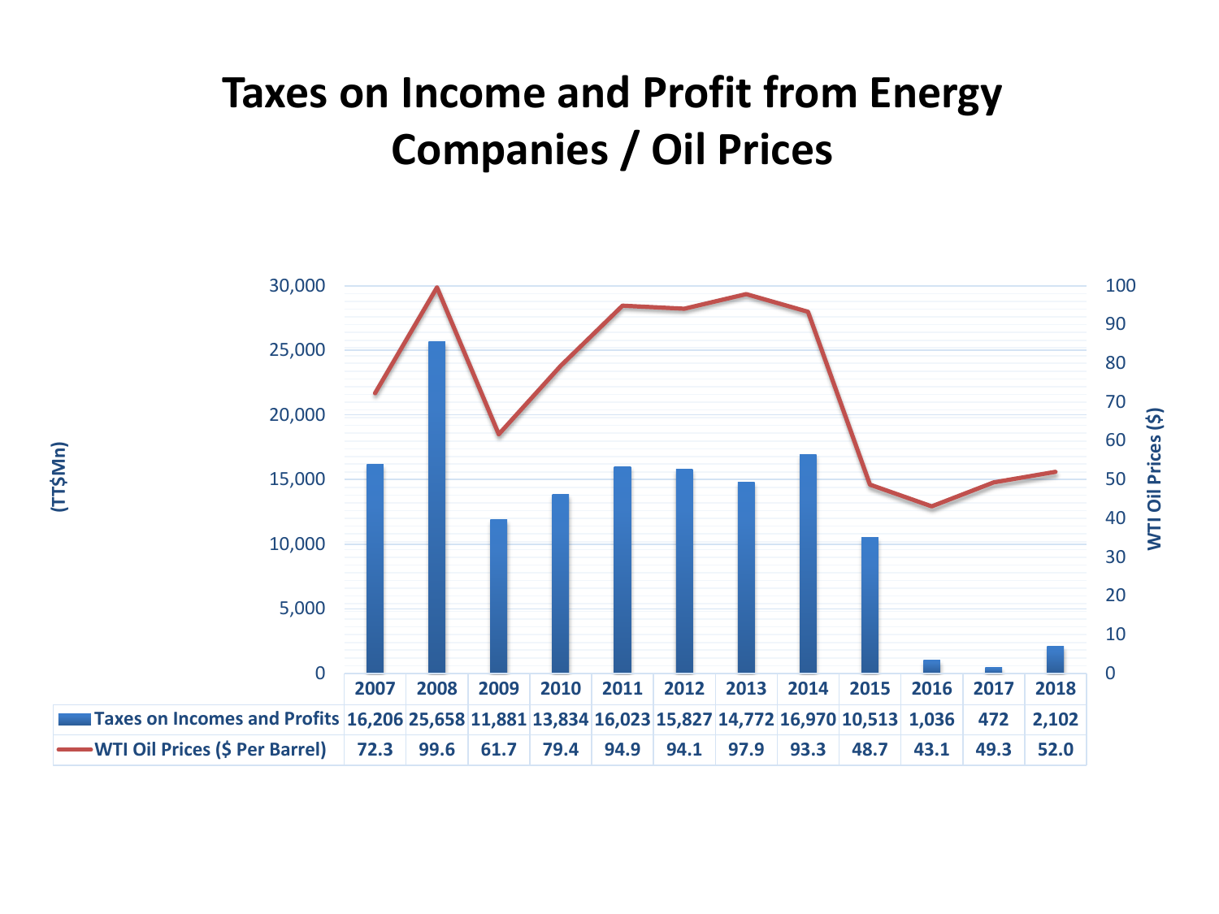# Taxes on Income and Profit from Energy Companies / Oil Prices

(TT$Mn)

30,000
25,000
20,000
15,000
10,000
5,000
0

WTI Oil Prices ($)

100
90
80
70
60
50
40
30
20
10
0

| | 2007 | 2008 | 2009 | 2010 | 2011 | 2012 | 2013 | 2014 | 2015 | 2016 | 2017 | 2018 |
|---|---|---|---|---|---|---|---|---|---|---|---|---|
| Taxes on Incomes and Profits | 16,206 | 25,658 | 11,881 | 13,834 | 16,023 | 15,827 | 14,772 | 16,970 | 10,513 | 1,036 | 472 | 2,102 |
| WTI Oil Prices ($ Per Barrel) | 72.3 | 99.6 | 61.7 | 79.4 | 94.9 | 94.1 | 97.9 | 93.3 | 48.7 | 43.1 | 49.3 | 52.0 |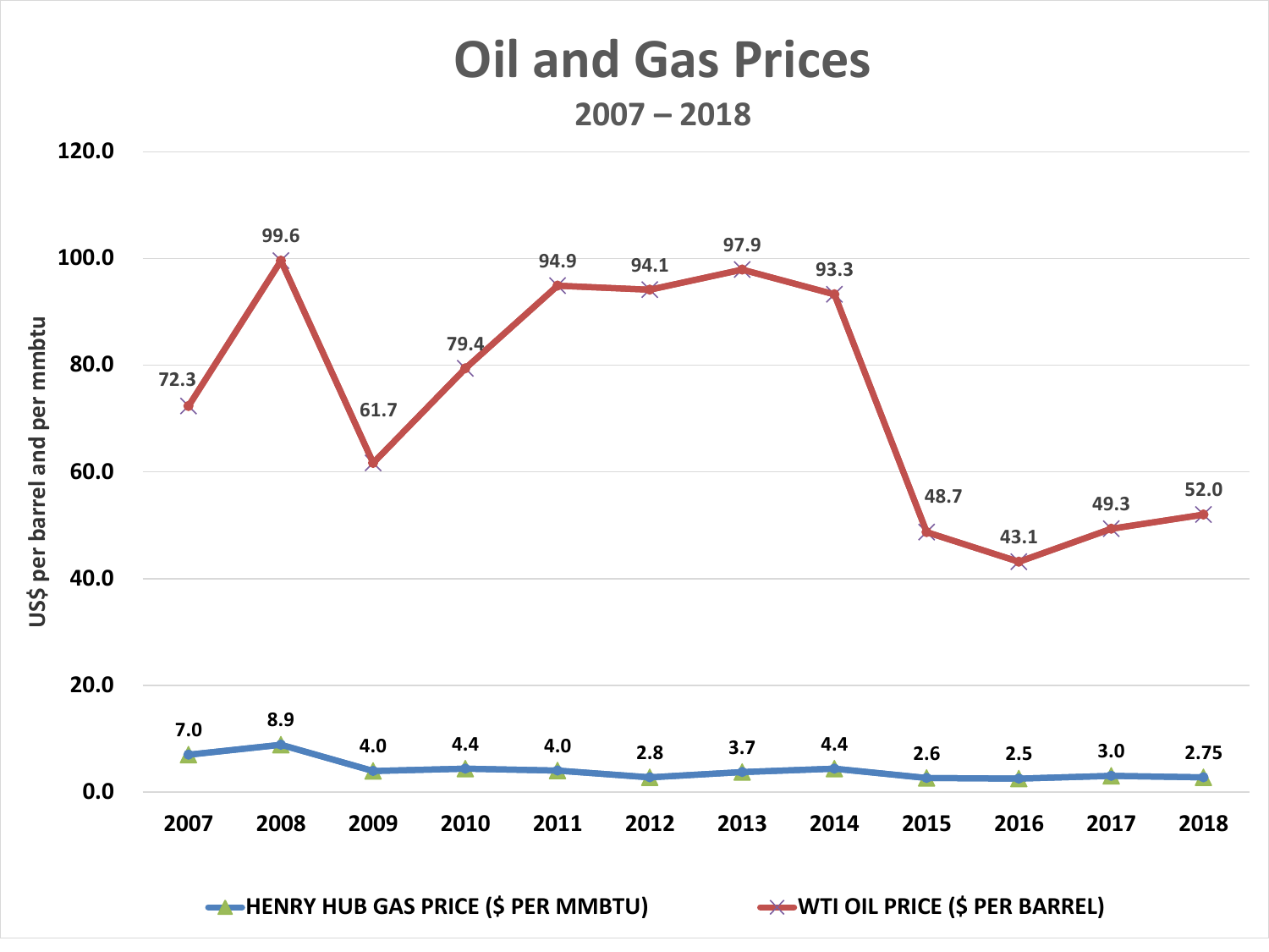# Oil and Gas Prices

2007 – 2018

US$ per barrel and per mmbtu

120.0
100.0
80.0
60.0
40.0
20.0
0.0

72.3
99.6
61.7
79.4
94.9
94.1
97.9
93.3
48.7
43.1
49.3
52.0

7.0
8.9
4.0
4.4
4.0
2.8
3.7
4.4
2.6
2.5
3.0
2.75

2007
2008
2009
2010
2011
2012
2013
2014
2015
2016
2017
2018

HENRY HUB GAS PRICE ($ PER MMBTU)

WTI OIL PRICE ($ PER BARREL)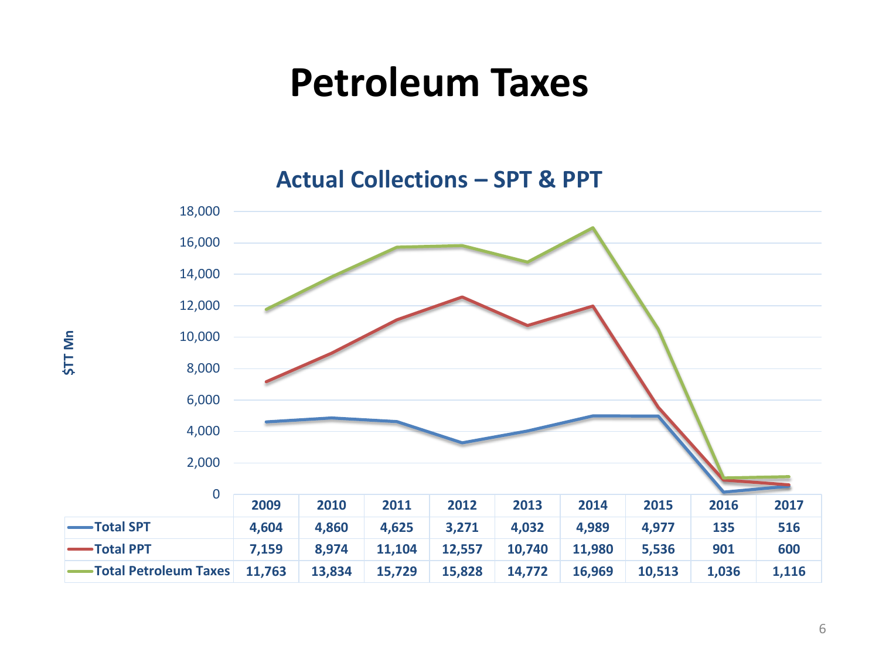# Petroleum Taxes

## Actual Collections – SPT & PPT

$TT Mn

18,000
16,000
14,000
12,000
10,000
8,000
6,000
4,000
2,000
0

| | 2009 | 2010 | 2011 | 2012 | 2013 | 2014 | 2015 | 2016 | 2017 |
|---|---|---|---|---|---|---|---|---|---|
| Total SPT | 4,604 | 4,860 | 4,625 | 3,271 | 4,032 | 4,989 | 4,977 | 135 | 516 |
| Total PPT | 7,159 | 8,974 | 11,104 | 12,557 | 10,740 | 11,980 | 5,536 | 901 | 600 |
| Total Petroleum Taxes | 11,763 | 13,834 | 15,729 | 15,828 | 14,772 | 16,969 | 10,513 | 1,036 | 1,116 |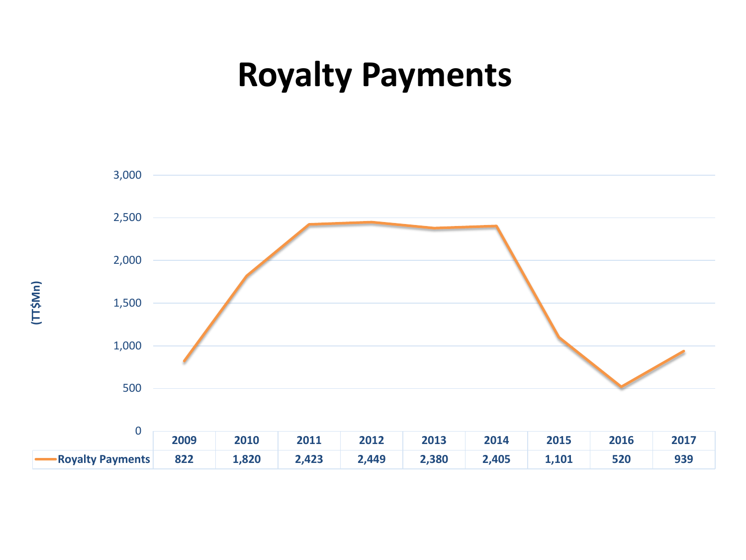# Royalty Payments

(TT$Mn)

3,000
2,500
2,000
1,500
1,000
500
0

Royalty Payments

2009 2010 2011 2012 2013 2014 2015 2016 2017

822 1,820 2,423 2,449 2,380 2,405 1,101 520 939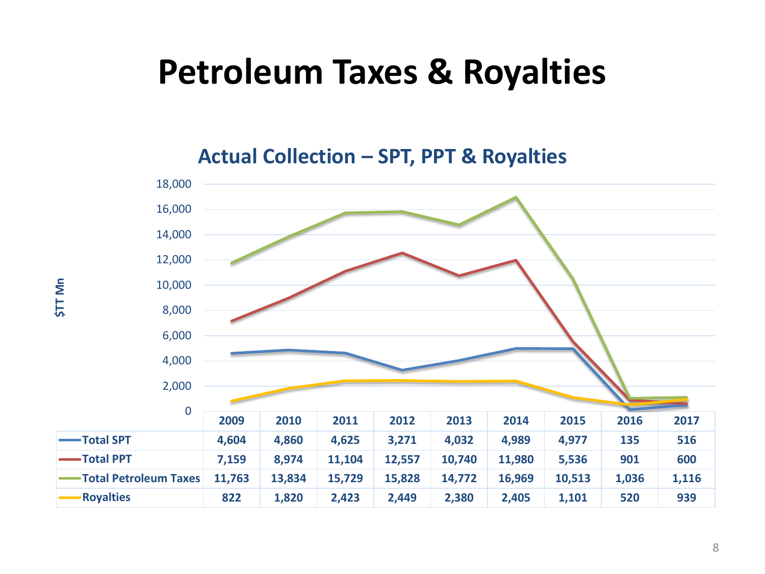# Petroleum Taxes & Royalties

## Actual Collection – SPT, PPT & Royalties

$TT Mn

18,000
16,000
14,000
12,000
10,000
8,000
6,000
4,000
2,000
0

| | 2009 | 2010 | 2011 | 2012 | 2013 | 2014 | 2015 | 2016 | 2017 |
|---|---|---|---|---|---|---|---|---|---|
| Total SPT | 4,604 | 4,860 | 4,625 | 3,271 | 4,032 | 4,989 | 4,977 | 135 | 516 |
| Total PPT | 7,159 | 8,974 | 11,104 | 12,557 | 10,740 | 11,980 | 5,536 | 901 | 600 |
| Total Petroleum Taxes | 11,763 | 13,834 | 15,729 | 15,828 | 14,772 | 16,969 | 10,513 | 1,036 | 1,116 |
| Royalties | 822 | 1,820 | 2,423 | 2,449 | 2,380 | 2,405 | 1,101 | 520 | 939 |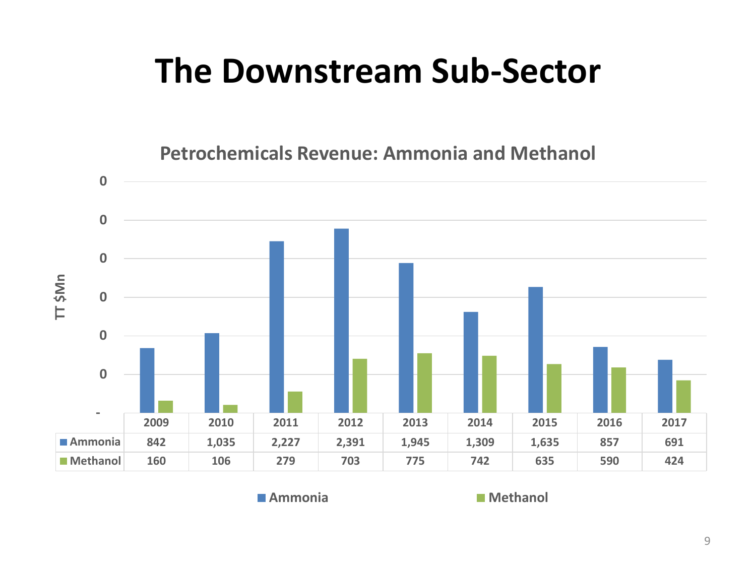# The Downstream Sub-Sector

**Petrochemicals Revenue: Ammonia and Methanol**

TT $Mn

0
0
0
0
0
0
-

| | 2009 | 2010 | 2011 | 2012 | 2013 | 2014 | 2015 | 2016 | 2017 |
|---|---|---|---|---|---|---|---|---|---|
| Ammonia | 842 | 1,035 | 2,227 | 2,391 | 1,945 | 1,309 | 1,635 | 857 | 691 |
| Methanol | 160 | 106 | 279 | 703 | 775 | 742 | 635 | 590 | 424 |

Ammonia
Methanol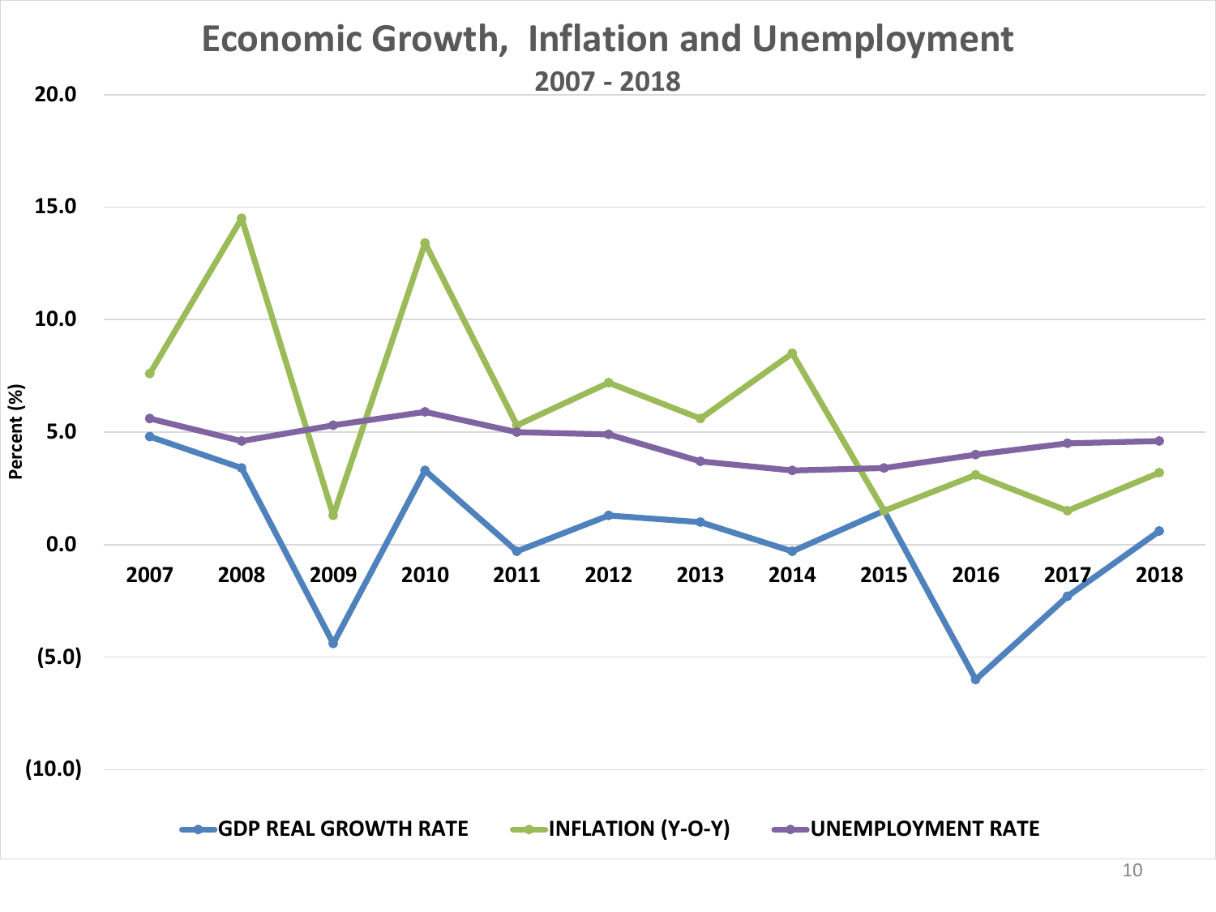# Economic Growth, Inflation and Unemployment

**2007 - 2018**

20.0
15.0
10.0
5.0
0.0
(5.0)
(10.0)

Percent (%)

2007 2008 2009 2010 2011 2012 2013 2014 2015 2016 2017 2018

GDP REAL GROWTH RATE
INFLATION (Y-O-Y)
UNEMPLOYMENT RATE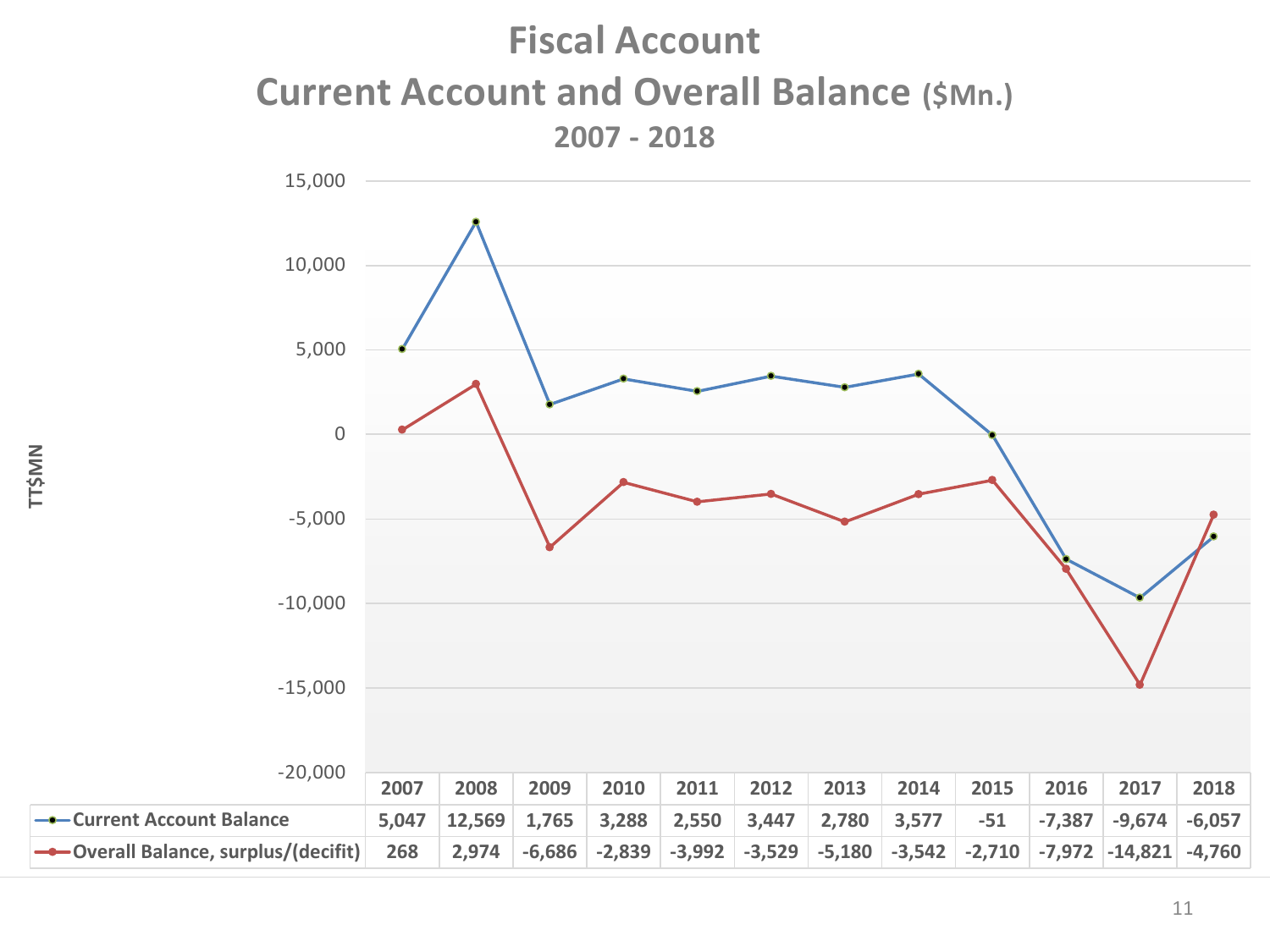# Fiscal Account

## Current Account and Overall Balance ($Mn.)

### 2007 - 2018

15,000
10,000
5,000
0
-5,000
-10,000
-15,000
-20,000

TT$MN

| | 2007 | 2008 | 2009 | 2010 | 2011 | 2012 | 2013 | 2014 | 2015 | 2016 | 2017 | 2018 |
|---|---|---|---|---|---|---|---|---|---|---|---|---|
| Current Account Balance | 5,047 | 12,569 | 1,765 | 3,288 | 2,550 | 3,447 | 2,780 | 3,577 | -51 | -7,387 | -9,674 | -6,057 |
| Overall Balance, surplus/(decifit) | 268 | 2,974 | -6,686 | -2,839 | -3,992 | -3,529 | -5,180 | -3,542 | -2,710 | -7,972 | -14,821 | -4,760 |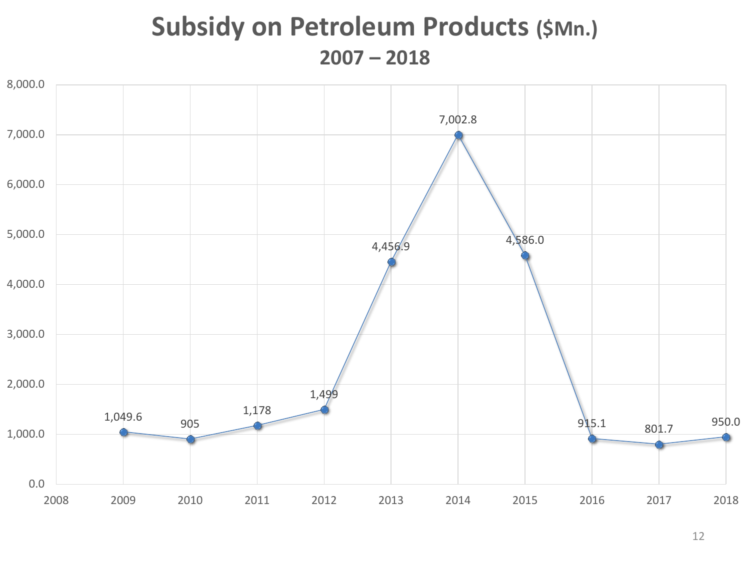# Subsidy on Petroleum Products ($Mn.)

## 2007 – 2018

8,000.0
7,000.0
6,000.0
5,000.0
4,000.0
3,000.0
2,000.0
1,000.0
0.0

2008 2009 2010 2011 2012 2013 2014 2015 2016 2017 2018

1,049.6
905
1,178
1,499
4,456.9
7,002.8
4,586.0
915.1
801.7
950.0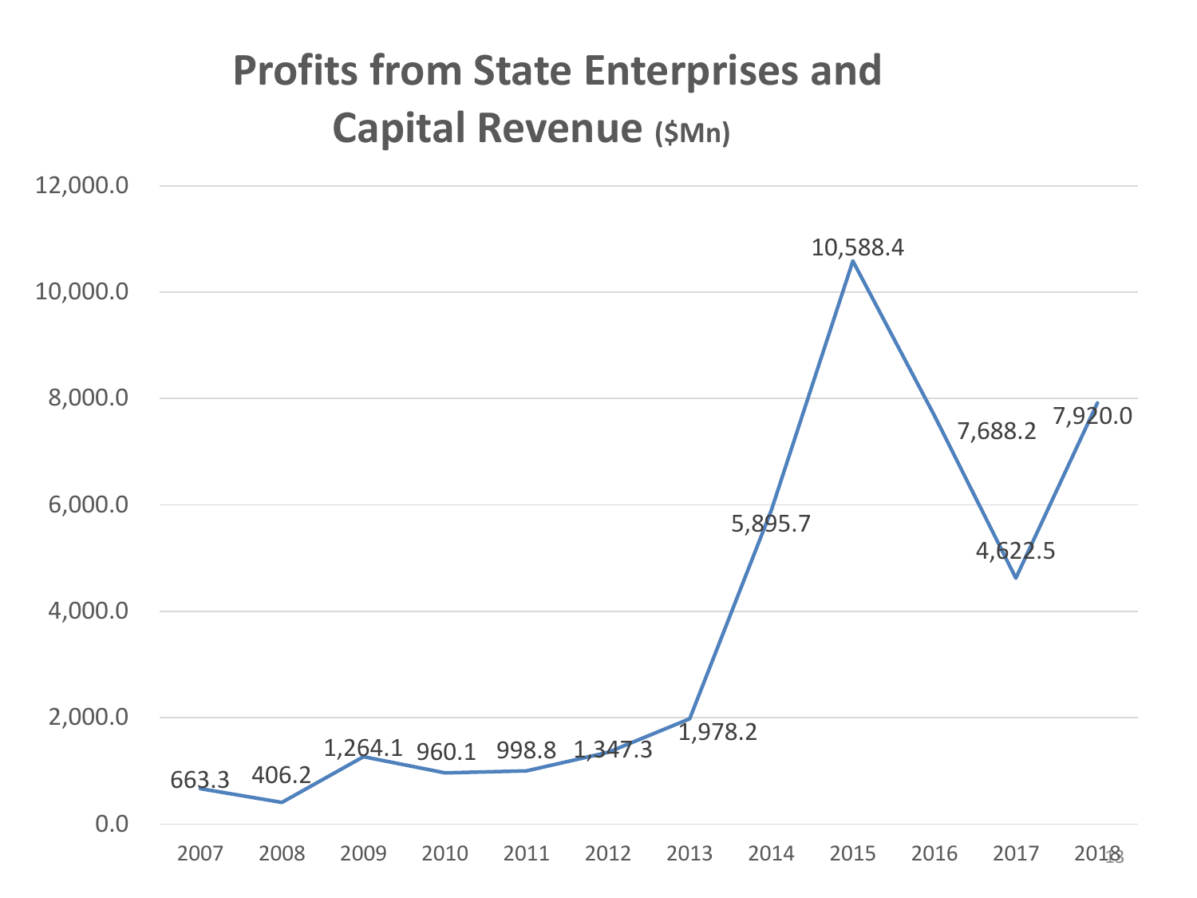# Profits from State Enterprises and Capital Revenue ($Mn)

12,000.0
10,000.0
8,000.0
6,000.0
4,000.0
2,000.0
0.0

663.3
406.2
1,264.1
960.1
998.8
1,347.3
1,978.2
5,895.7
10,588.4
7,688.2
4,622.5
7,920.0

2007
2008
2009
2010
2011
2012
2013
2014
2015
2016
2017
2018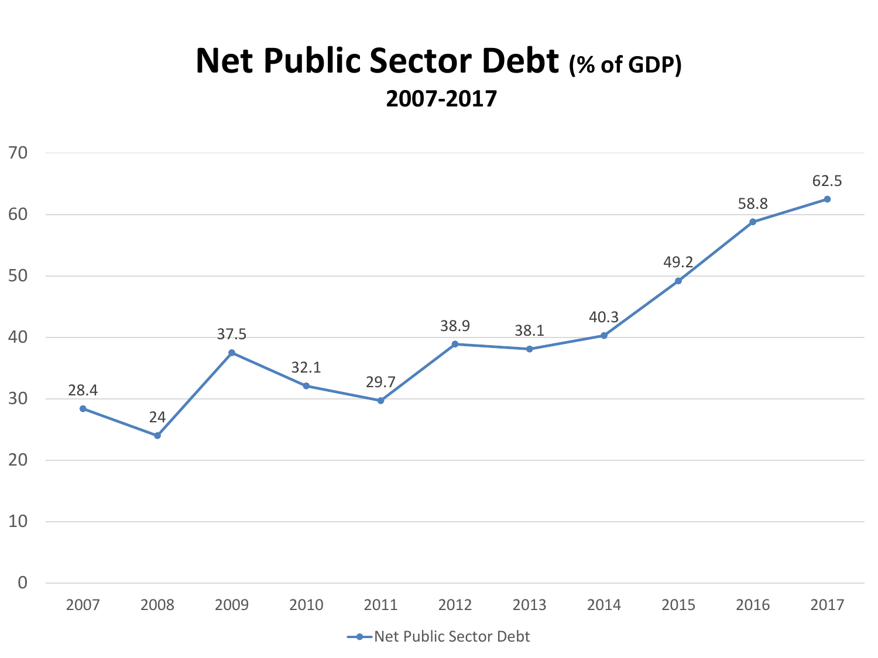# Net Public Sector Debt (% of GDP)

**2007-2017**

| Year | Net Public Sector Debt |
|---|---|
| 2007 | 28.4 |
| 2008 | 24 |
| 2009 | 37.5 |
| 2010 | 32.1 |
| 2011 | 29.7 |
| 2012 | 38.9 |
| 2013 | 38.1 |
| 2014 | 40.3 |
| 2015 | 49.2 |
| 2016 | 58.8 |
| 2017 | 62.5 |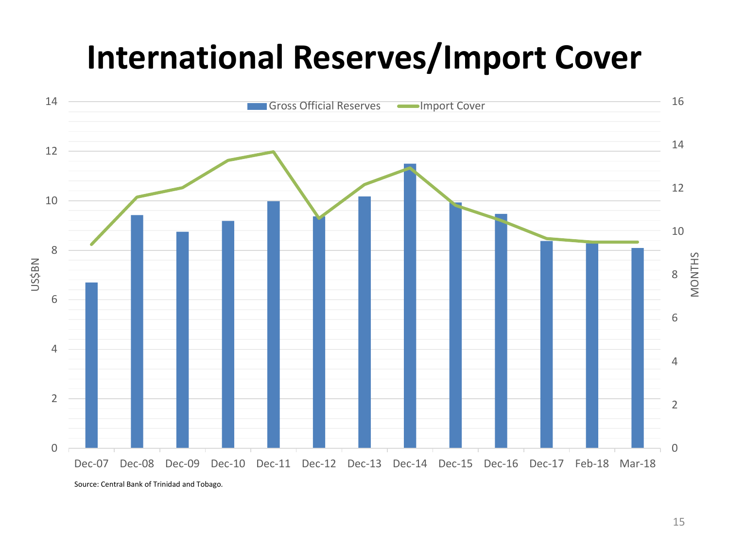# International Reserves/Import Cover

Gross Official Reserves
Import Cover

US$BN

0
2
4
6
8
10
12
14

MONTHS

0
2
4
6
8
10
12
14
16

Dec-07
Dec-08
Dec-09
Dec-10
Dec-11
Dec-12
Dec-13
Dec-14
Dec-15
Dec-16
Dec-17
Feb-18
Mar-18

Source: Central Bank of Trinidad and Tobago.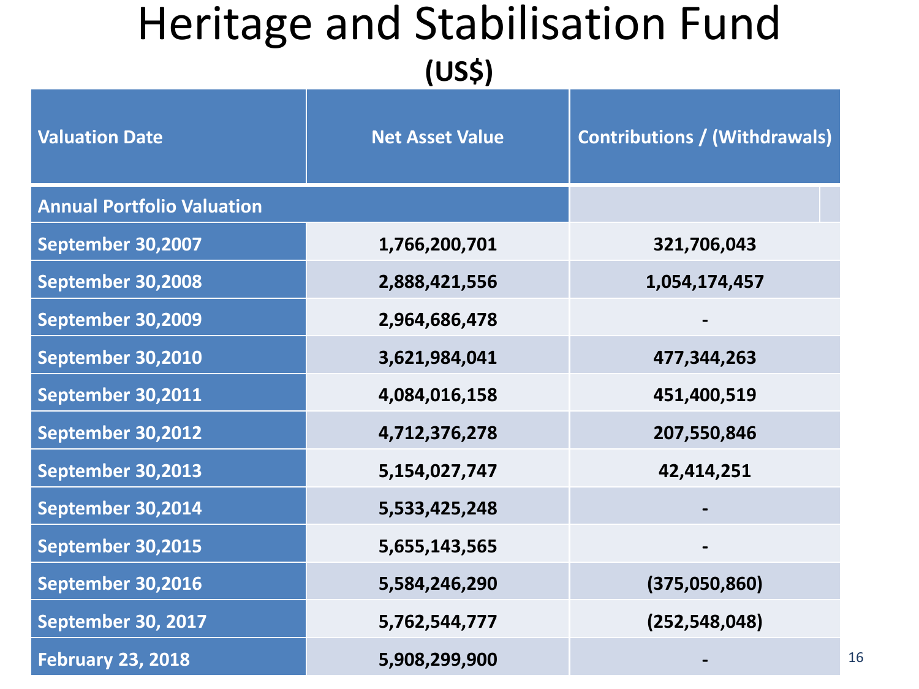# Heritage and Stabilisation Fund

**(US$)**

| Valuation Date | Net Asset Value | Contributions / (Withdrawals) |
|---|---|---|
| **Annual Portfolio Valuation** | | |
| September 30,2007 | 1,766,200,701 | 321,706,043 |
| September 30,2008 | 2,888,421,556 | 1,054,174,457 |
| September 30,2009 | 2,964,686,478 | - |
| September 30,2010 | 3,621,984,041 | 477,344,263 |
| September 30,2011 | 4,084,016,158 | 451,400,519 |
| September 30,2012 | 4,712,376,278 | 207,550,846 |
| September 30,2013 | 5,154,027,747 | 42,414,251 |
| September 30,2014 | 5,533,425,248 | - |
| September 30,2015 | 5,655,143,565 | - |
| September 30,2016 | 5,584,246,290 | (375,050,860) |
| September 30, 2017 | 5,762,544,777 | (252,548,048) |
| February 23, 2018 | 5,908,299,900 | - |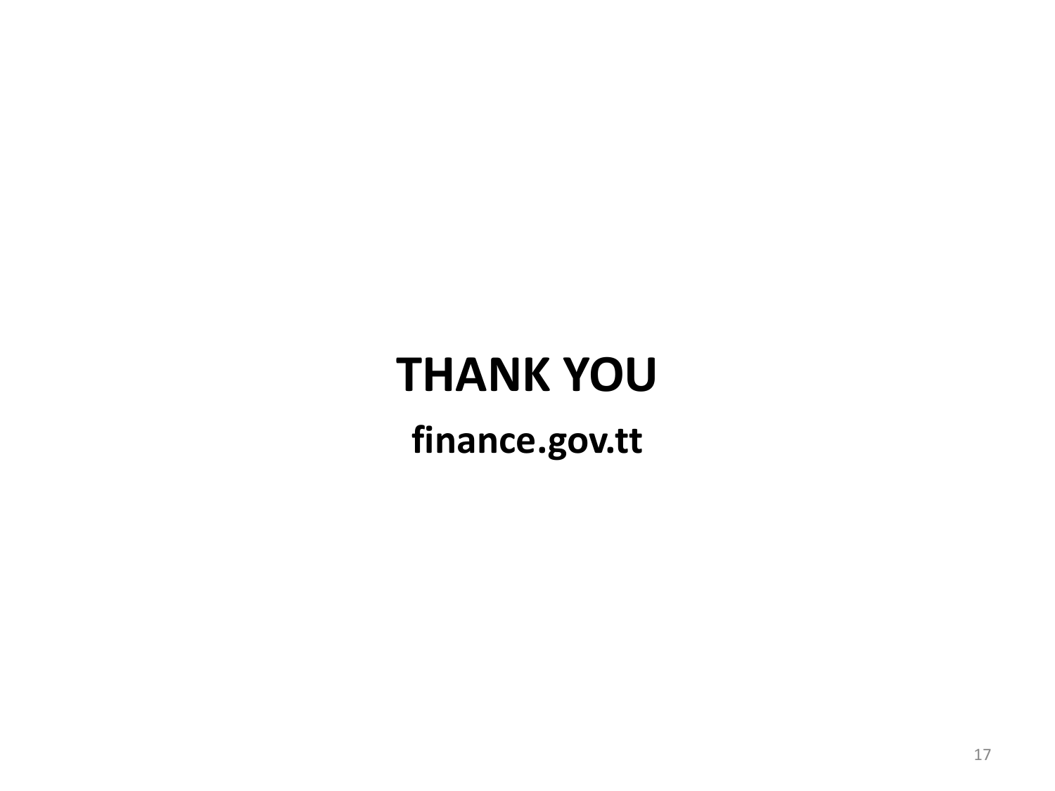**THANK YOU**

**finance.gov.tt**